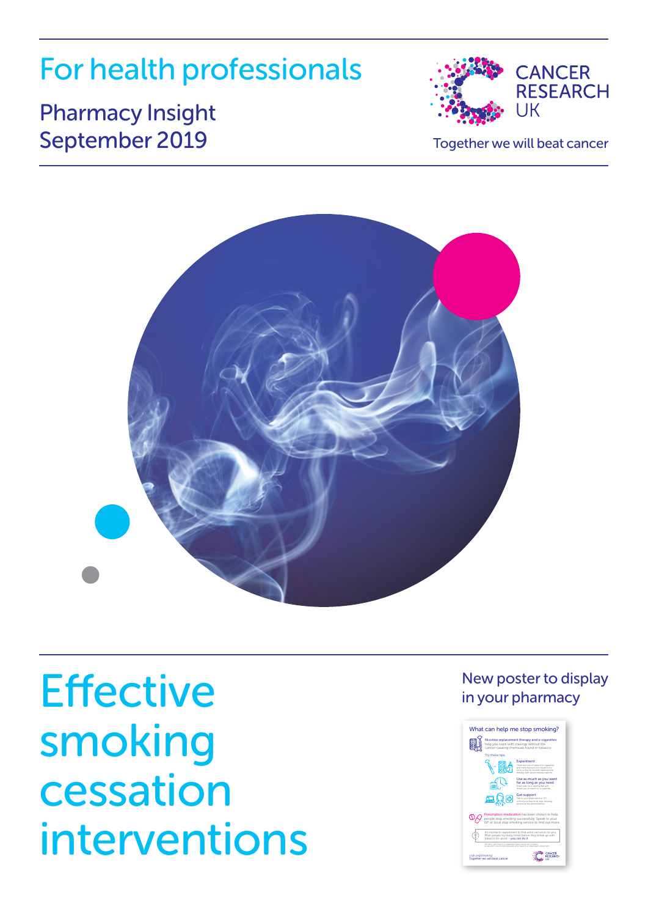For health professionals

Pharmacy Insight
September 2019

CANCER RESEARCH UK

Together we will beat cancer

# Effective smoking cessation interventions

New poster to display in your pharmacy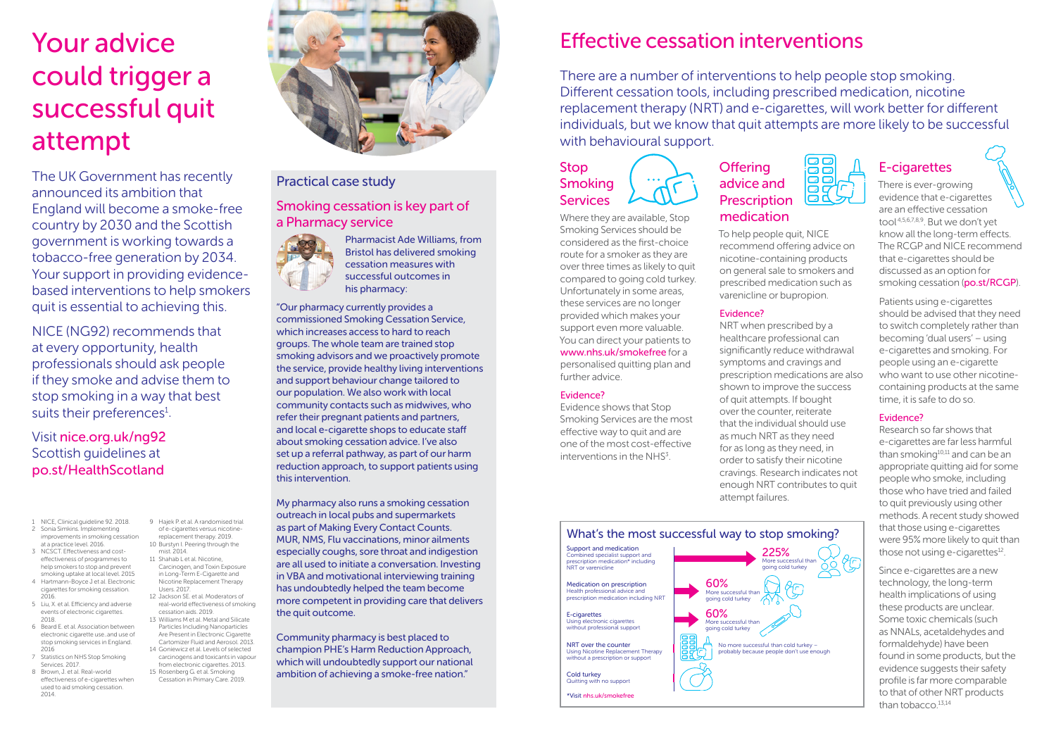# Your advice could trigger a successful quit attempt

The UK Government has recently announced its ambition that England will become a smoke-free country by 2030 and the Scottish government is working towards a tobacco-free generation by 2034. Your support in providing evidence-based interventions to help smokers quit is essential to achieving this.

NICE (NG92) recommends that at every opportunity, health professionals should ask people if they smoke and advise them to stop smoking in a way that best suits their preferences[1].

Visit nice.org.uk/ng92
Scottish guidelines at po.st/HealthScotland

1 NICE, Clinical guideline 92. 2018.
2 Sonia Simkins. Implementing improvements in smoking cessation at a practice level. 2016.
3 NCSCT. Effectiveness and cost-effectiveness of programmes to help smokers to stop and prevent smoking uptake at local level. 2015
4 Hartmann-Boyce J et al. Electronic cigarettes for smoking cessation. 2016.
5 Liu, X. et al. Efficiency and adverse events of electronic cigarettes. 2018.
6 Beard E. et al. Association between electronic cigarette use..and use of stop smoking services in England. 2016
7 Statistics on NHS Stop Smoking Services. 2017.
8 Brown, J. et al. Real-world effectiveness of e-cigarettes when used to aid smoking cessation. 2014.
9 Hajek P. et al. A randomised trial of e-cigarettes versus nicotine-replacement therapy. 2019.
10 Burstyn I. Peering through the mist. 2014.
11 Shahab L et al. Nicotine, Carcinogen, and Toxin Exposure in Long-Term E-Cigarette and Nicotine Replacement Therapy Users. 2017.
12 Jackson SE. et al. Moderators of real-world effectiveness of smoking cessation aids. 2019.
13 Williams M et al. Metal and Silicate Particles Including Nanoparticles Are Present in Electronic Cigarette Cartomizer Fluid and Aerosol. 2013.
14 Goniewicz et al. Levels of selected carcinogens and toxicants in vapour from electronic cigarettes. 2013.
15 Rosenberg G. et al. Smoking Cessation in Primary Care. 2019.

## Practical case study

### Smoking cessation is key part of a Pharmacy service

Pharmacist Ade Williams, from Bristol has delivered smoking cessation measures with successful outcomes in his pharmacy:

"Our pharmacy currently provides a commissioned Smoking Cessation Service, which increases access to hard to reach groups. The whole team are trained stop smoking advisors and we proactively promote the service, provide healthy living interventions and support behaviour change tailored to our population. We also work with local community contacts such as midwives, who refer their pregnant patients and partners, and local e-cigarette shops to educate staff about smoking cessation advice. I've also set up a referral pathway, as part of our harm reduction approach, to support patients using this intervention.

My pharmacy also runs a smoking cessation outreach in local pubs and supermarkets as part of Making Every Contact Counts. MUR, NMS, Flu vaccinations, minor ailments especially coughs, sore throat and indigestion are all used to initiate a conversation. Investing in VBA and motivational interviewing training has undoubtedly helped the team become more competent in providing care that delivers the quit outcome.

Community pharmacy is best placed to champion PHE's Harm Reduction Approach, which will undoubtedly support our national ambition of achieving a smoke-free nation."

# Effective cessation interventions

There are a number of interventions to help people stop smoking. Different cessation tools, including prescribed medication, nicotine replacement therapy (NRT) and e-cigarettes, will work better for different individuals, but we know that quit attempts are more likely to be successful with behavioural support.

## Stop Smoking Services

Where they are available, Stop Smoking Services should be considered as the first-choice route for a smoker as they are over three times as likely to quit compared to going cold turkey. Unfortunately in some areas, these services are no longer provided which makes your support even more valuable. You can direct your patients to www.nhs.uk/smokefree for a personalised quitting plan and further advice.

### Evidence?

Evidence shows that Stop Smoking Services are the most effective way to quit and are one of the most cost-effective interventions in the NHS[3].

## Offering advice and Prescription medication

To help people quit, NICE recommend offering advice on nicotine-containing products on general sale to smokers and prescribed medication such as varenicline or bupropion.

### Evidence?

NRT when prescribed by a healthcare professional can significantly reduce withdrawal symptoms and cravings and prescription medications are also shown to improve the success of quit attempts. If bought over the counter, reiterate that the individual should use as much NRT as they need for as long as they need, in order to satisfy their nicotine cravings. Research indicates not enough NRT contributes to quit attempt failures.

## E-cigarettes

There is ever-growing evidence that e-cigarettes are an effective cessation tool[4,5,6,7,8,9]. But we don't yet know all the long-term effects. The RCGP and NICE recommend that e-cigarettes should be discussed as an option for smoking cessation (po.st/RCGP).

Patients using e-cigarettes should be advised that they need to switch completely rather than becoming 'dual users' – using e-cigarettes and smoking. For people using an e-cigarette who want to use other nicotine-containing products at the same time, it is safe to do so.

### Evidence?

Research so far shows that e-cigarettes are far less harmful than smoking[10,11] and can be an appropriate quitting aid for some people who smoke, including those who have tried and failed to quit previously using other methods. A recent study showed that those using e-cigarettes were 95% more likely to quit than those not using e-cigarettes[12].

Since e-cigarettes are a new technology, the long-term health implications of using these products are unclear. Some toxic chemicals (such as NNALs, acetaldehydes and formaldehyde) have been found in some products, but the evidence suggests their safety profile is far more comparable to that of other NRT products than tobacco.[13,14]

## What's the most successful way to stop smoking?

| Method | Success |
|---|---|
| **Support and medication** – Combined specialist support and prescription medication* including NRT or varenicline | 225% More successful than going cold turkey |
| **Medication on prescription** – Health professional advice and prescription medication including NRT | 60% More successful than going cold turkey |
| **E-cigarettes** – Using electronic cigarettes without professional support | 60% More successful than going cold turkey |
| **NRT over the counter** – Using Nicotine Replacement Therapy without a prescription or support | No more successful than cold turkey – probably because people don't use enough |
| **Cold turkey** – Quitting with no support | |

*Visit nhs.uk/smokefree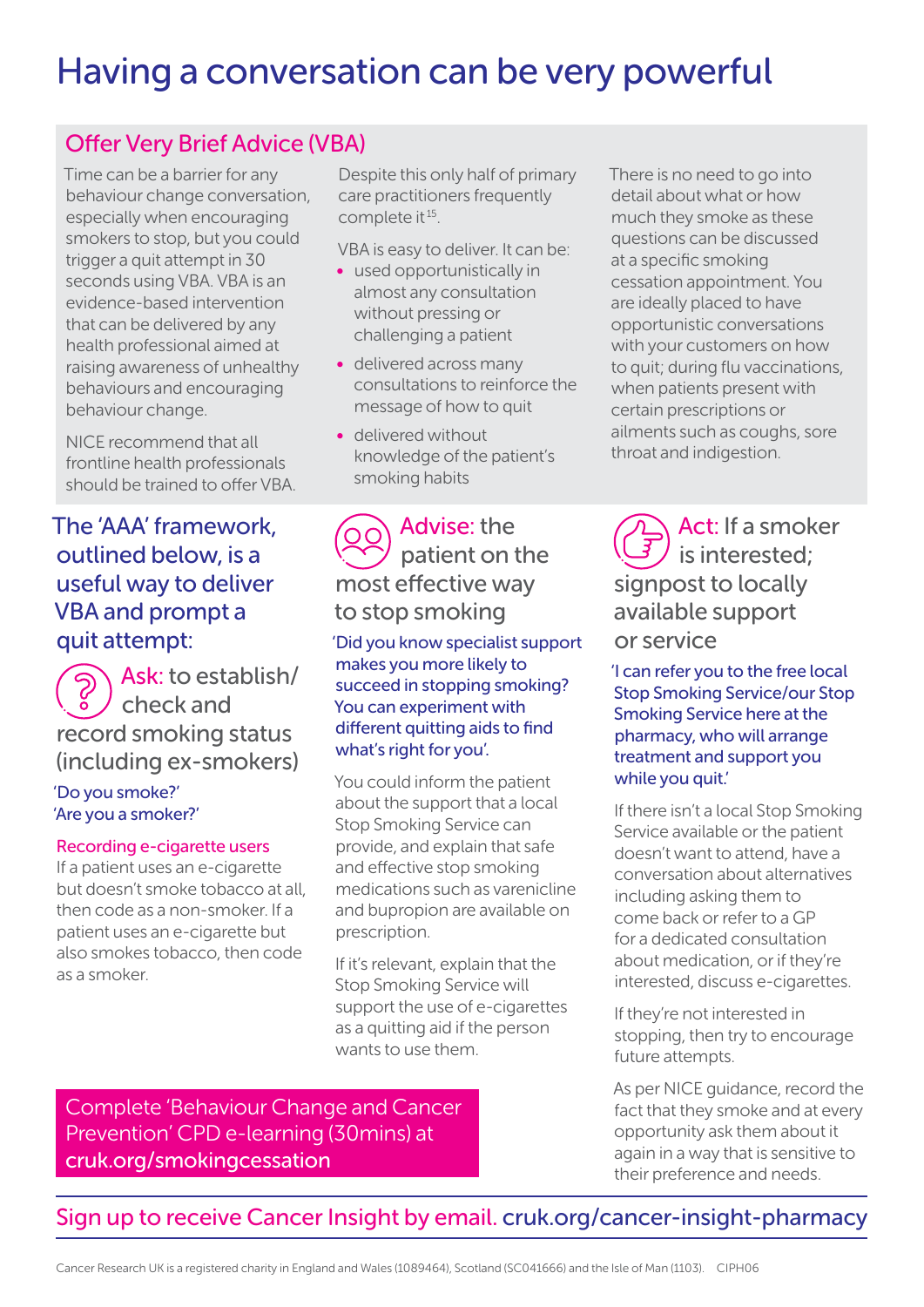# Having a conversation can be very powerful

## Offer Very Brief Advice (VBA)

Time can be a barrier for any behaviour change conversation, especially when encouraging smokers to stop, but you could trigger a quit attempt in 30 seconds using VBA. VBA is an evidence-based intervention that can be delivered by any health professional aimed at raising awareness of unhealthy behaviours and encouraging behaviour change.

NICE recommend that all frontline health professionals should be trained to offer VBA.

Despite this only half of primary care practitioners frequently complete it[15].

VBA is easy to deliver. It can be:

- used opportunistically in almost any consultation without pressing or challenging a patient
- delivered across many consultations to reinforce the message of how to quit
- delivered without knowledge of the patient's smoking habits

There is no need to go into detail about what or how much they smoke as these questions can be discussed at a specific smoking cessation appointment. You are ideally placed to have opportunistic conversations with your customers on how to quit; during flu vaccinations, when patients present with certain prescriptions or ailments such as coughs, sore throat and indigestion.

## The 'AAA' framework, outlined below, is a useful way to deliver VBA and prompt a quit attempt:

### Ask: to establish/check and record smoking status (including ex-smokers)

'Do you smoke?'
'Are you a smoker?'

**Recording e-cigarette users**
If a patient uses an e-cigarette but doesn't smoke tobacco at all, then code as a non-smoker. If a patient uses an e-cigarette but also smokes tobacco, then code as a smoker.

### Advise: the patient on the most effective way to stop smoking

'Did you know specialist support makes you more likely to succeed in stopping smoking? You can experiment with different quitting aids to find what's right for you'.

You could inform the patient about the support that a local Stop Smoking Service can provide, and explain that safe and effective stop smoking medications such as varenicline and bupropion are available on prescription.

If it's relevant, explain that the Stop Smoking Service will support the use of e-cigarettes as a quitting aid if the person wants to use them.

### Act: If a smoker is interested; signpost to locally available support or service

'I can refer you to the free local Stop Smoking Service/our Stop Smoking Service here at the pharmacy, who will arrange treatment and support you while you quit.'

If there isn't a local Stop Smoking Service available or the patient doesn't want to attend, have a conversation about alternatives including asking them to come back or refer to a GP for a dedicated consultation about medication, or if they're interested, discuss e-cigarettes.

If they're not interested in stopping, then try to encourage future attempts.

As per NICE guidance, record the fact that they smoke and at every opportunity ask them about it again in a way that is sensitive to their preference and needs.

Complete 'Behaviour Change and Cancer Prevention' CPD e-learning (30mins) at cruk.org/smokingcessation

Sign up to receive Cancer Insight by email. cruk.org/cancer-insight-pharmacy

Cancer Research UK is a registered charity in England and Wales (1089464), Scotland (SC041666) and the Isle of Man (1103). CIPH06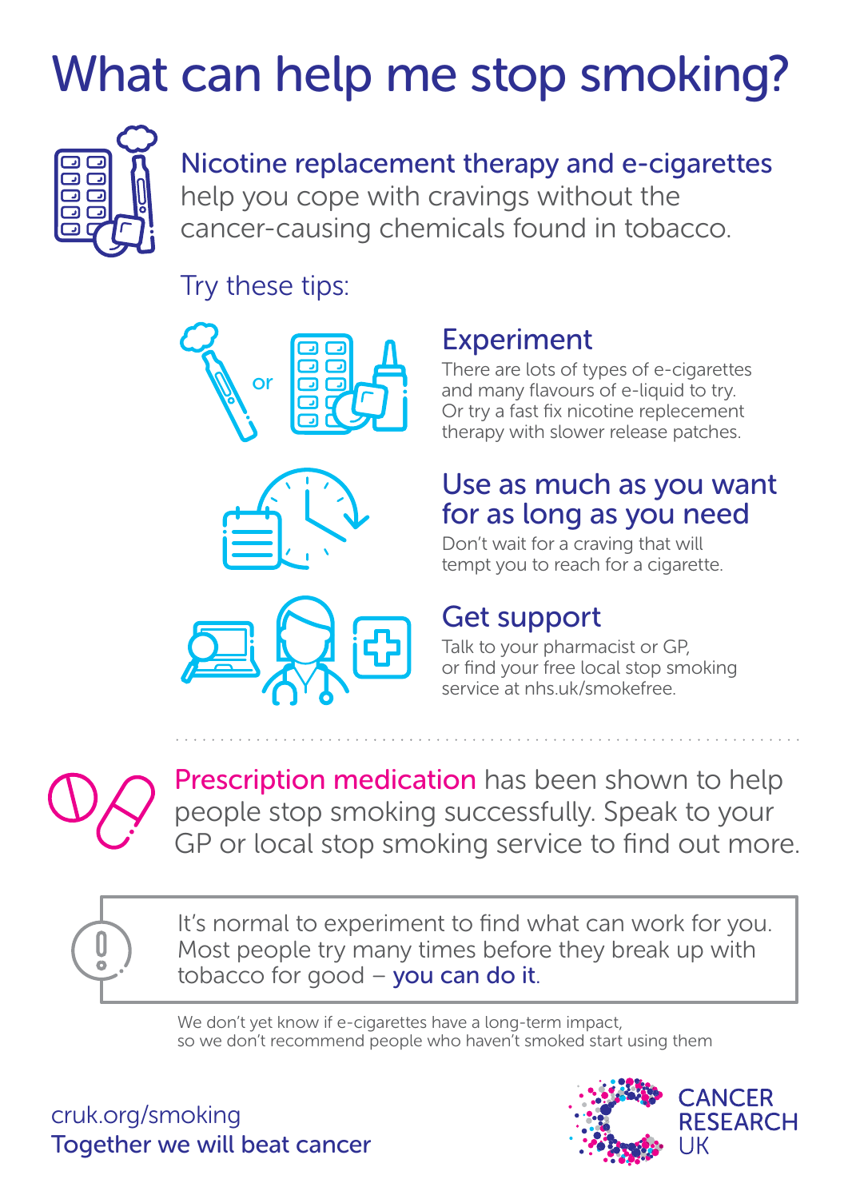# What can help me stop smoking?

**Nicotine replacement therapy and e-cigarettes** help you cope with cravings without the cancer-causing chemicals found in tobacco.

Try these tips:

## Experiment

There are lots of types of e-cigarettes and many flavours of e-liquid to try. Or try a fast fix nicotine replecement therapy with slower release patches.

## Use as much as you want for as long as you need

Don't wait for a craving that will tempt you to reach for a cigarette.

## Get support

Talk to your pharmacist or GP, or find your free local stop smoking service at nhs.uk/smokefree.

---

**Prescription medication** has been shown to help people stop smoking successfully. Speak to your GP or local stop smoking service to find out more.

> It's normal to experiment to find what can work for you. Most people try many times before they break up with tobacco for good – **you can do it**.

We don't yet know if e-cigarettes have a long-term impact, so we don't recommend people who haven't smoked start using them

cruk.org/smoking
Together we will beat cancer

CANCER RESEARCH UK